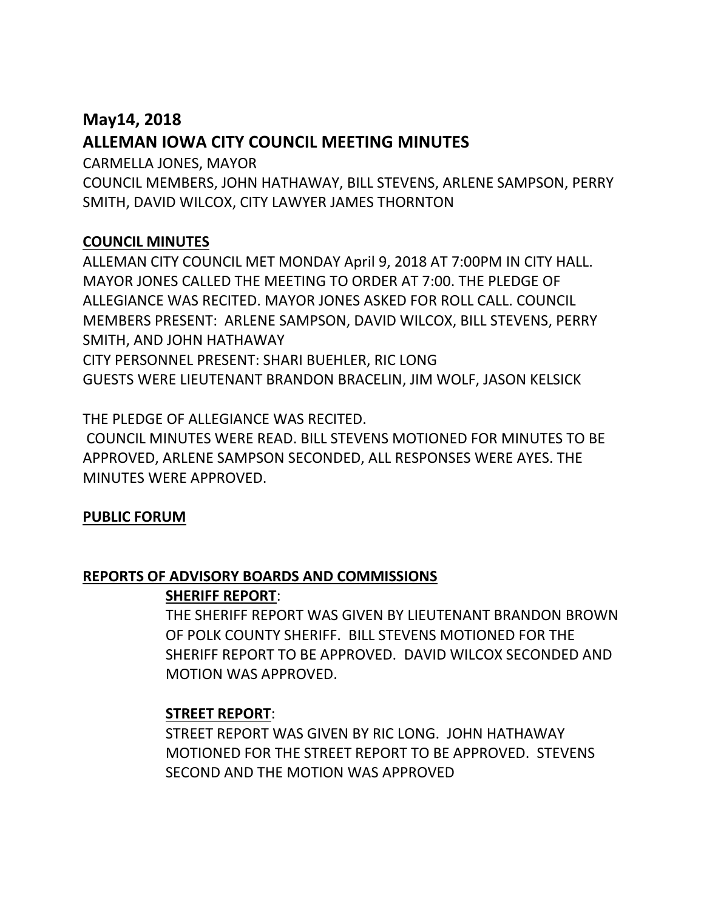## May14, 2018

## ALLEMAN IOWA CITY COUNCIL MEETING MINUTES

CARMELLA JONES, MAYOR
COUNCIL MEMBERS, JOHN HATHAWAY, BILL STEVENS, ARLENE SAMPSON, PERRY SMITH, DAVID WILCOX, CITY LAWYER JAMES THORNTON

**COUNCIL MINUTES**

ALLEMAN CITY COUNCIL MET MONDAY April 9, 2018 AT 7:00PM IN CITY HALL. MAYOR JONES CALLED THE MEETING TO ORDER AT 7:00. THE PLEDGE OF ALLEGIANCE WAS RECITED. MAYOR JONES ASKED FOR ROLL CALL. COUNCIL MEMBERS PRESENT: ARLENE SAMPSON, DAVID WILCOX, BILL STEVENS, PERRY SMITH, AND JOHN HATHAWAY
CITY PERSONNEL PRESENT: SHARI BUEHLER, RIC LONG
GUESTS WERE LIEUTENANT BRANDON BRACELIN, JIM WOLF, JASON KELSICK

THE PLEDGE OF ALLEGIANCE WAS RECITED.
COUNCIL MINUTES WERE READ. BILL STEVENS MOTIONED FOR MINUTES TO BE APPROVED, ARLENE SAMPSON SECONDED, ALL RESPONSES WERE AYES. THE MINUTES WERE APPROVED.

**PUBLIC FORUM**

**REPORTS OF ADVISORY BOARDS AND COMMISSIONS**

**SHERIFF REPORT**:
THE SHERIFF REPORT WAS GIVEN BY LIEUTENANT BRANDON BROWN OF POLK COUNTY SHERIFF. BILL STEVENS MOTIONED FOR THE SHERIFF REPORT TO BE APPROVED. DAVID WILCOX SECONDED AND MOTION WAS APPROVED.

**STREET REPORT**:
STREET REPORT WAS GIVEN BY RIC LONG. JOHN HATHAWAY MOTIONED FOR THE STREET REPORT TO BE APPROVED. STEVENS SECOND AND THE MOTION WAS APPROVED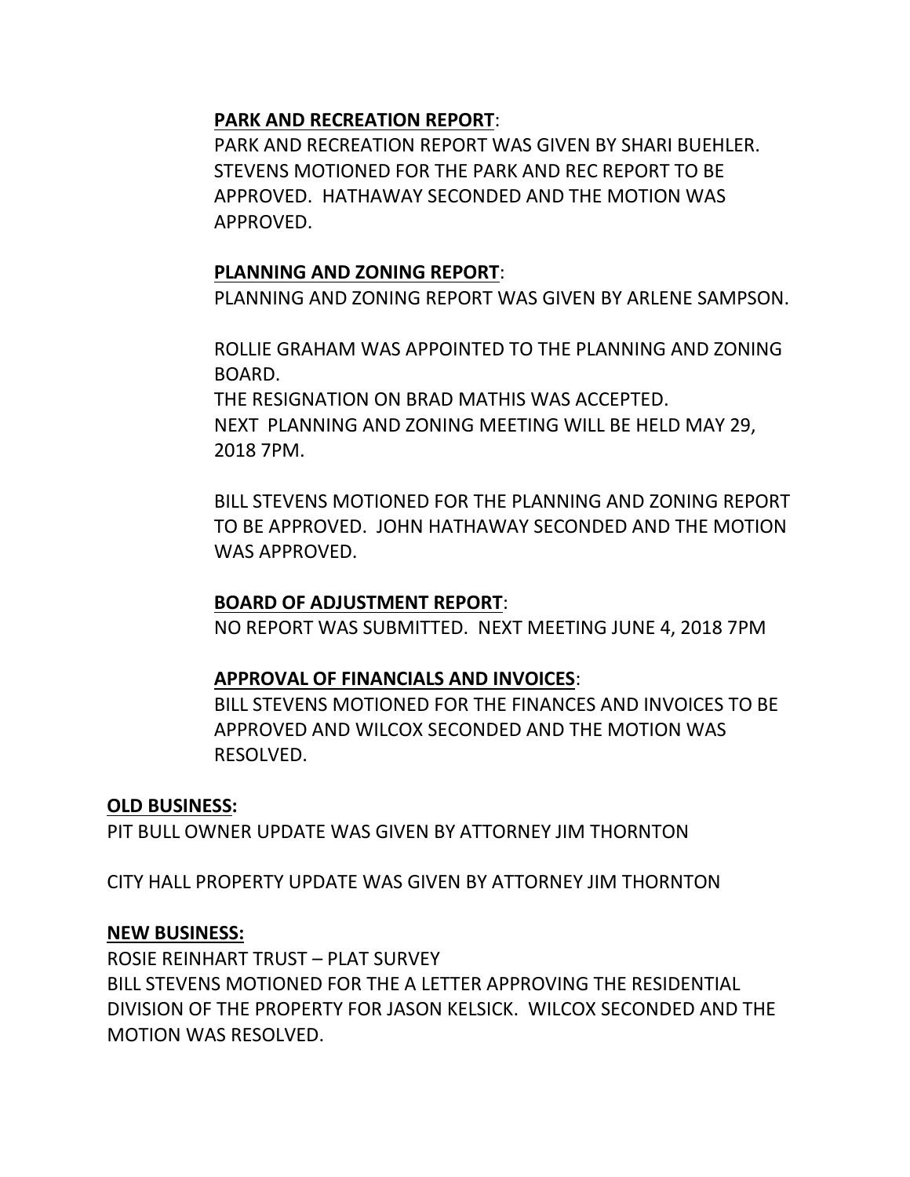**PARK AND RECREATION REPORT**:

PARK AND RECREATION REPORT WAS GIVEN BY SHARI BUEHLER. STEVENS MOTIONED FOR THE PARK AND REC REPORT TO BE APPROVED. HATHAWAY SECONDED AND THE MOTION WAS APPROVED.

**PLANNING AND ZONING REPORT**:

PLANNING AND ZONING REPORT WAS GIVEN BY ARLENE SAMPSON.

ROLLIE GRAHAM WAS APPOINTED TO THE PLANNING AND ZONING BOARD.
THE RESIGNATION ON BRAD MATHIS WAS ACCEPTED.
NEXT PLANNING AND ZONING MEETING WILL BE HELD MAY 29, 2018 7PM.

BILL STEVENS MOTIONED FOR THE PLANNING AND ZONING REPORT TO BE APPROVED. JOHN HATHAWAY SECONDED AND THE MOTION WAS APPROVED.

**BOARD OF ADJUSTMENT REPORT**:

NO REPORT WAS SUBMITTED. NEXT MEETING JUNE 4, 2018 7PM

**APPROVAL OF FINANCIALS AND INVOICES**:

BILL STEVENS MOTIONED FOR THE FINANCES AND INVOICES TO BE APPROVED AND WILCOX SECONDED AND THE MOTION WAS RESOLVED.

**OLD BUSINESS:**

PIT BULL OWNER UPDATE WAS GIVEN BY ATTORNEY JIM THORNTON

CITY HALL PROPERTY UPDATE WAS GIVEN BY ATTORNEY JIM THORNTON

**NEW BUSINESS:**

ROSIE REINHART TRUST – PLAT SURVEY
BILL STEVENS MOTIONED FOR THE A LETTER APPROVING THE RESIDENTIAL DIVISION OF THE PROPERTY FOR JASON KELSICK. WILCOX SECONDED AND THE MOTION WAS RESOLVED.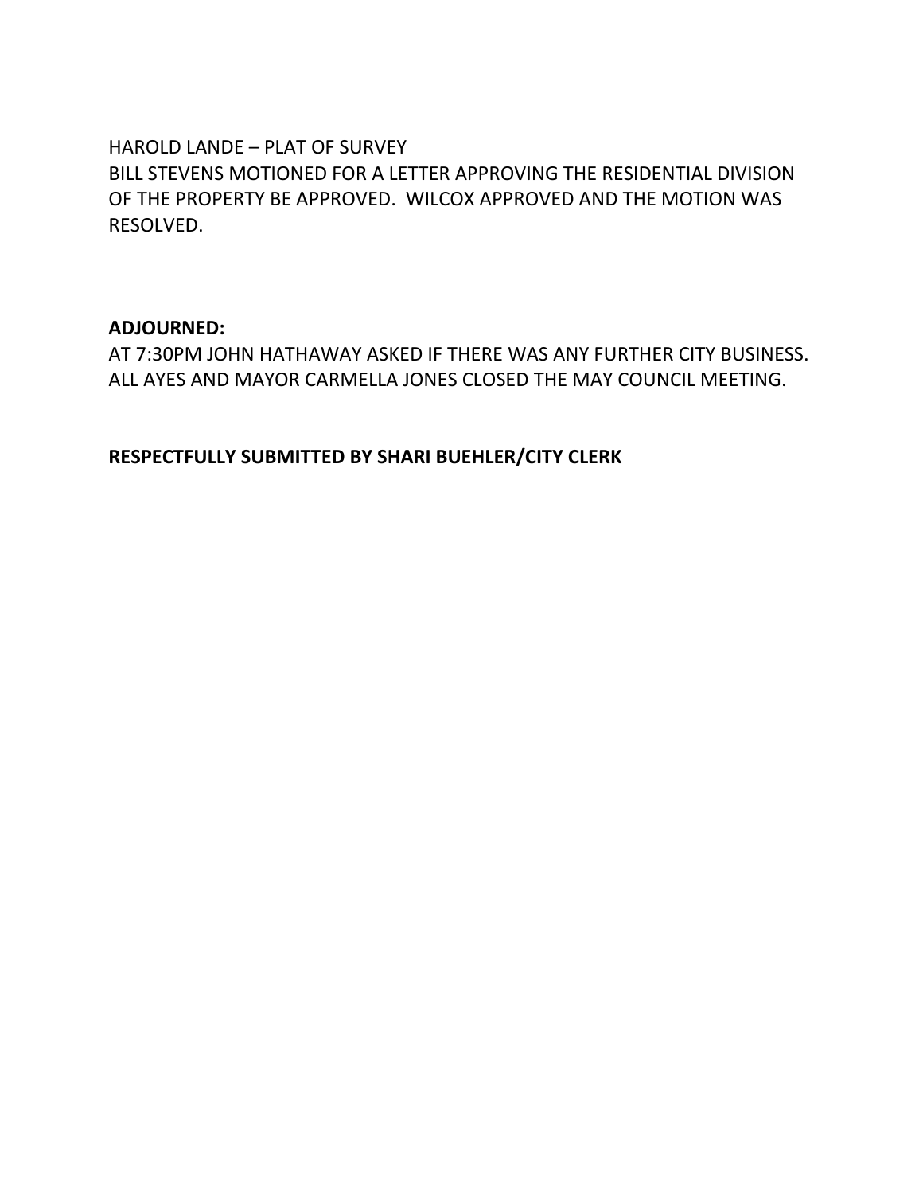HAROLD LANDE – PLAT OF SURVEY
BILL STEVENS MOTIONED FOR A LETTER APPROVING THE RESIDENTIAL DIVISION OF THE PROPERTY BE APPROVED. WILCOX APPROVED AND THE MOTION WAS RESOLVED.

**ADJOURNED:**
AT 7:30PM JOHN HATHAWAY ASKED IF THERE WAS ANY FURTHER CITY BUSINESS. ALL AYES AND MAYOR CARMELLA JONES CLOSED THE MAY COUNCIL MEETING.

**RESPECTFULLY SUBMITTED BY SHARI BUEHLER/CITY CLERK**